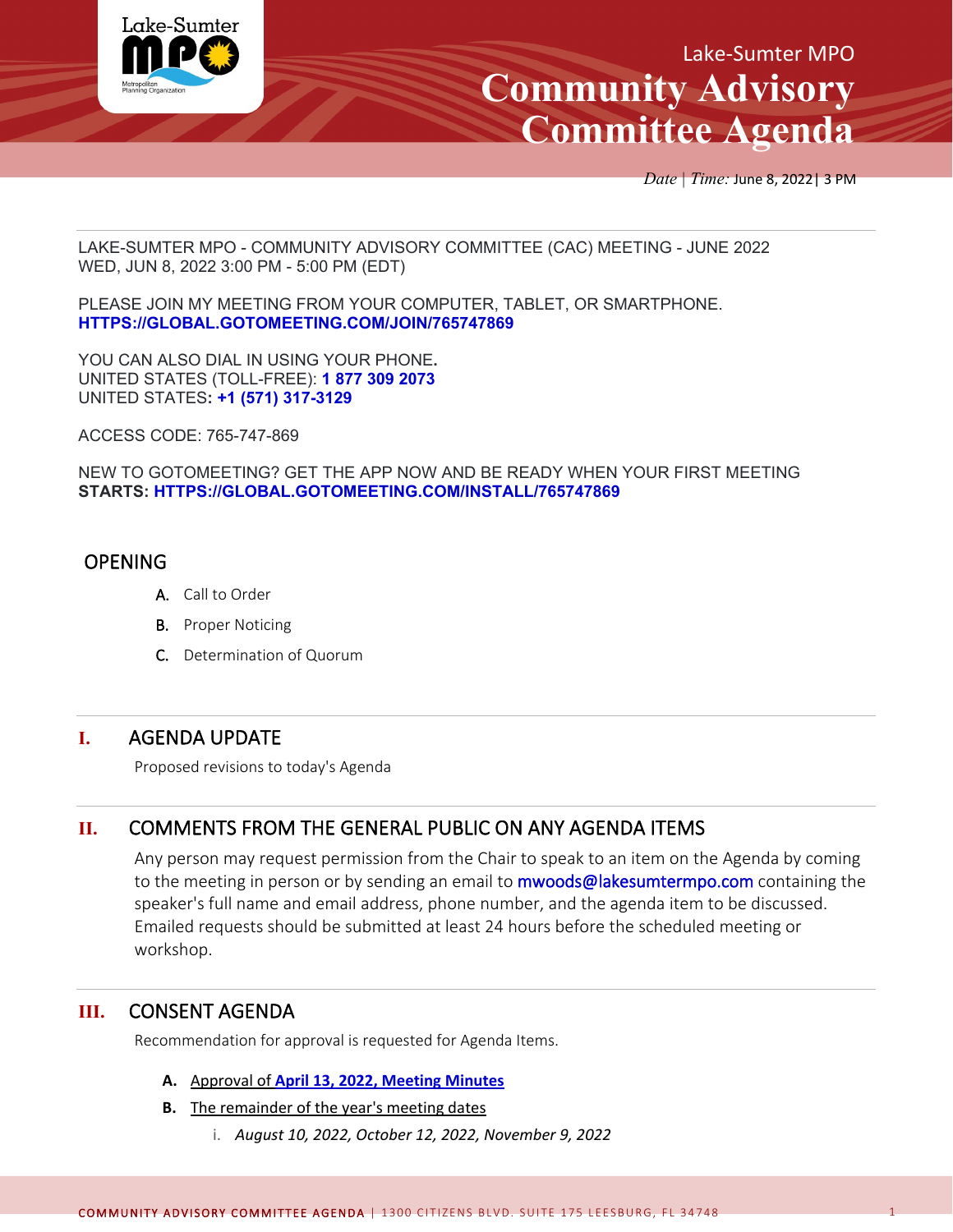Lake-Sumter MPO

# Community Advisory Committee Agenda

*Date | Time:* June 8, 2022| 3 PM

LAKE-SUMTER MPO - COMMUNITY ADVISORY COMMITTEE (CAC) MEETING - JUNE 2022
WED, JUN 8, 2022 3:00 PM - 5:00 PM (EDT)

PLEASE JOIN MY MEETING FROM YOUR COMPUTER, TABLET, OR SMARTPHONE.
**HTTPS://GLOBAL.GOTOMEETING.COM/JOIN/765747869**

YOU CAN ALSO DIAL IN USING YOUR PHONE.
UNITED STATES (TOLL-FREE): **1 877 309 2073**
UNITED STATES**: +1 (571) 317-3129**

ACCESS CODE: 765-747-869

NEW TO GOTOMEETING? GET THE APP NOW AND BE READY WHEN YOUR FIRST MEETING **STARTS: HTTPS://GLOBAL.GOTOMEETING.COM/INSTALL/765747869**

## OPENING

A. Call to Order
B. Proper Noticing
C. Determination of Quorum

## I. AGENDA UPDATE

Proposed revisions to today's Agenda

## II. COMMENTS FROM THE GENERAL PUBLIC ON ANY AGENDA ITEMS

Any person may request permission from the Chair to speak to an item on the Agenda by coming to the meeting in person or by sending an email to mwoods@lakesumtermpo.com containing the speaker's full name and email address, phone number, and the agenda item to be discussed. Emailed requests should be submitted at least 24 hours before the scheduled meeting or workshop.

## III. CONSENT AGENDA

Recommendation for approval is requested for Agenda Items.

**A.** Approval of **April 13, 2022, Meeting Minutes**

**B.** The remainder of the year's meeting dates

i. *August 10, 2022, October 12, 2022, November 9, 2022*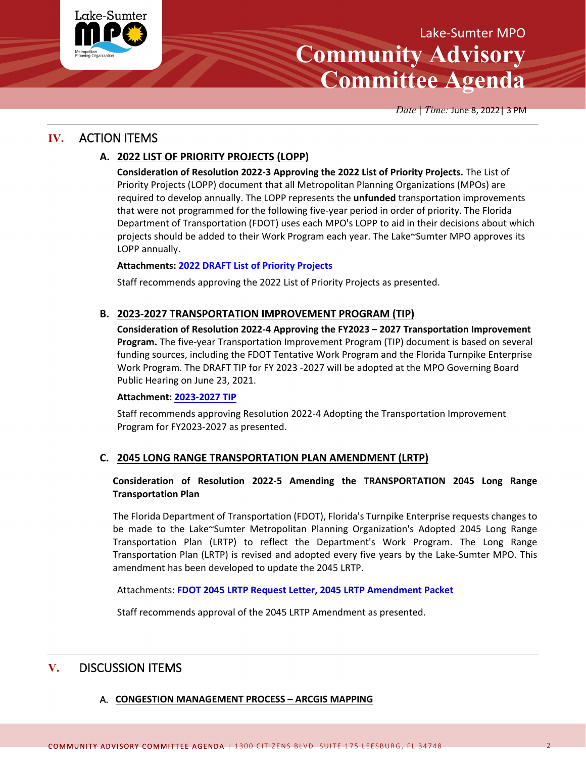## IV. ACTION ITEMS

### A. 2022 LIST OF PRIORITY PROJECTS (LOPP)

**Consideration of Resolution 2022-3 Approving the 2022 List of Priority Projects.** The List of Priority Projects (LOPP) document that all Metropolitan Planning Organizations (MPOs) are required to develop annually. The LOPP represents the **unfunded** transportation improvements that were not programmed for the following five-year period in order of priority. The Florida Department of Transportation (FDOT) uses each MPO's LOPP to aid in their decisions about which projects should be added to their Work Program each year. The Lake~Sumter MPO approves its LOPP annually.

**Attachments: 2022 DRAFT List of Priority Projects**

Staff recommends approving the 2022 List of Priority Projects as presented.

### B. 2023-2027 TRANSPORTATION IMPROVEMENT PROGRAM (TIP)

**Consideration of Resolution 2022-4 Approving the FY2023 – 2027 Transportation Improvement Program.** The five-year Transportation Improvement Program (TIP) document is based on several funding sources, including the FDOT Tentative Work Program and the Florida Turnpike Enterprise Work Program. The DRAFT TIP for FY 2023 -2027 will be adopted at the MPO Governing Board Public Hearing on June 23, 2021.

**Attachment: 2023-2027 TIP**

Staff recommends approving Resolution 2022-4 Adopting the Transportation Improvement Program for FY2023-2027 as presented.

### C. 2045 LONG RANGE TRANSPORTATION PLAN AMENDMENT (LRTP)

**Consideration of Resolution 2022-5 Amending the TRANSPORTATION 2045 Long Range Transportation Plan**

The Florida Department of Transportation (FDOT), Florida's Turnpike Enterprise requests changes to be made to the Lake~Sumter Metropolitan Planning Organization's Adopted 2045 Long Range Transportation Plan (LRTP) to reflect the Department's Work Program. The Long Range Transportation Plan (LRTP) is revised and adopted every five years by the Lake-Sumter MPO. This amendment has been developed to update the 2045 LRTP.

Attachments: **FDOT 2045 LRTP Request Letter, 2045 LRTP Amendment Packet**

Staff recommends approval of the 2045 LRTP Amendment as presented.

## V. DISCUSSION ITEMS

### A. CONGESTION MANAGEMENT PROCESS – ARCGIS MAPPING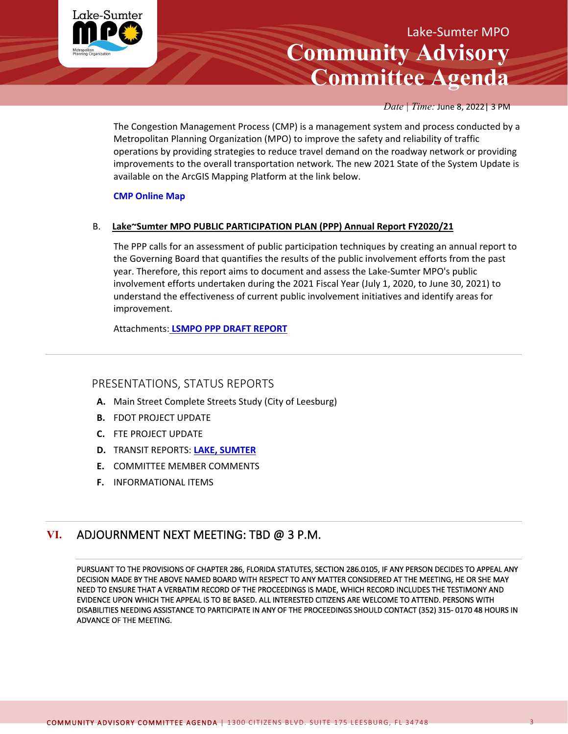The Congestion Management Process (CMP) is a management system and process conducted by a Metropolitan Planning Organization (MPO) to improve the safety and reliability of traffic operations by providing strategies to reduce travel demand on the roadway network or providing improvements to the overall transportation network. The new 2021 State of the System Update is available on the ArcGIS Mapping Platform at the link below.

**CMP Online Map**

B. **Lake~Sumter MPO PUBLIC PARTICIPATION PLAN (PPP) Annual Report FY2020/21**

The PPP calls for an assessment of public participation techniques by creating an annual report to the Governing Board that quantifies the results of the public involvement efforts from the past year. Therefore, this report aims to document and assess the Lake-Sumter MPO's public involvement efforts undertaken during the 2021 Fiscal Year (July 1, 2020, to June 30, 2021) to understand the effectiveness of current public involvement initiatives and identify areas for improvement.

Attachments: **LSMPO PPP DRAFT REPORT**

---

## PRESENTATIONS, STATUS REPORTS

**A.** Main Street Complete Streets Study (City of Leesburg)

**B.** FDOT PROJECT UPDATE

**C.** FTE PROJECT UPDATE

**D.** TRANSIT REPORTS: **LAKE, SUMTER**

**E.** COMMITTEE MEMBER COMMENTS

**F.** INFORMATIONAL ITEMS

---

## VI. ADJOURNMENT NEXT MEETING: TBD @ 3 P.M.

PURSUANT TO THE PROVISIONS OF CHAPTER 286, FLORIDA STATUTES, SECTION 286.0105, IF ANY PERSON DECIDES TO APPEAL ANY DECISION MADE BY THE ABOVE NAMED BOARD WITH RESPECT TO ANY MATTER CONSIDERED AT THE MEETING, HE OR SHE MAY NEED TO ENSURE THAT A VERBATIM RECORD OF THE PROCEEDINGS IS MADE, WHICH RECORD INCLUDES THE TESTIMONY AND EVIDENCE UPON WHICH THE APPEAL IS TO BE BASED. ALL INTERESTED CITIZENS ARE WELCOME TO ATTEND. PERSONS WITH DISABILITIES NEEDING ASSISTANCE TO PARTICIPATE IN ANY OF THE PROCEEDINGS SHOULD CONTACT (352) 315- 0170 48 HOURS IN ADVANCE OF THE MEETING.